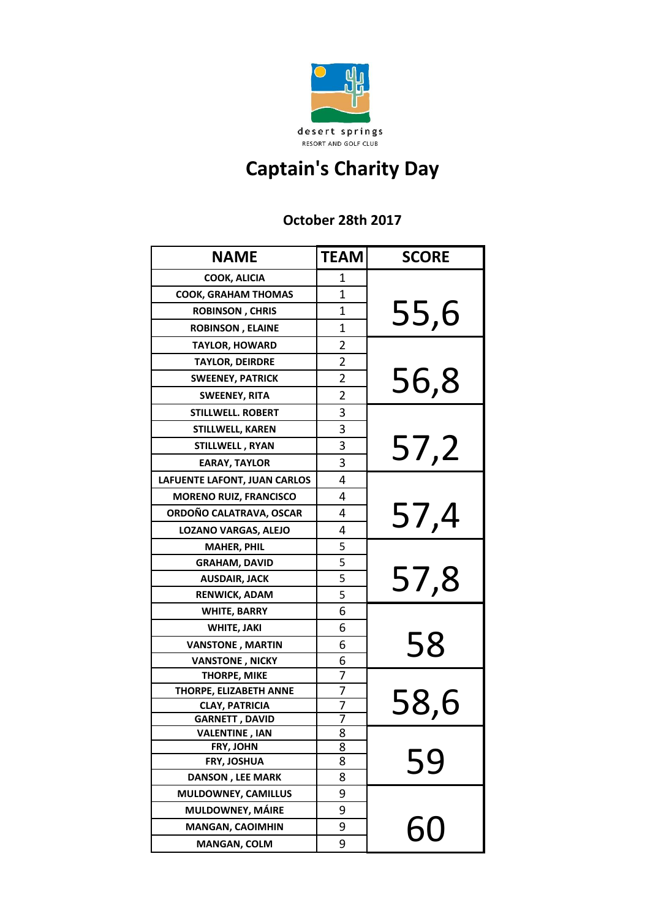desert springs

RESORT AND GOLF CLUB

# Captain's Charity Day

## October 28th 2017

| NAME | TEAM | SCORE |
|---|---|---|
| COOK, ALICIA | 1 | 55,6 |
| COOK, GRAHAM THOMAS | 1 | |
| ROBINSON , CHRIS | 1 | |
| ROBINSON , ELAINE | 1 | |
| TAYLOR, HOWARD | 2 | 56,8 |
| TAYLOR, DEIRDRE | 2 | |
| SWEENEY, PATRICK | 2 | |
| SWEENEY, RITA | 2 | |
| STILLWELL. ROBERT | 3 | 57,2 |
| STILLWELL, KAREN | 3 | |
| STILLWELL , RYAN | 3 | |
| EARAY, TAYLOR | 3 | |
| LAFUENTE LAFONT, JUAN CARLOS | 4 | 57,4 |
| MORENO RUIZ, FRANCISCO | 4 | |
| ORDOÑO CALATRAVA, OSCAR | 4 | |
| LOZANO VARGAS, ALEJO | 4 | |
| MAHER, PHIL | 5 | 57,8 |
| GRAHAM, DAVID | 5 | |
| AUSDAIR, JACK | 5 | |
| RENWICK, ADAM | 5 | |
| WHITE, BARRY | 6 | 58 |
| WHITE, JAKI | 6 | |
| VANSTONE , MARTIN | 6 | |
| VANSTONE , NICKY | 6 | |
| THORPE, MIKE | 7 | 58,6 |
| THORPE, ELIZABETH ANNE | 7 | |
| CLAY, PATRICIA | 7 | |
| GARNETT , DAVID | 7 | |
| VALENTINE , IAN | 8 | 59 |
| FRY, JOHN | 8 | |
| FRY, JOSHUA | 8 | |
| DANSON , LEE MARK | 8 | |
| MULDOWNEY, CAMILLUS | 9 | 60 |
| MULDOWNEY, MÁIRE | 9 | |
| MANGAN, CAOIMHIN | 9 | |
| MANGAN, COLM | 9 | |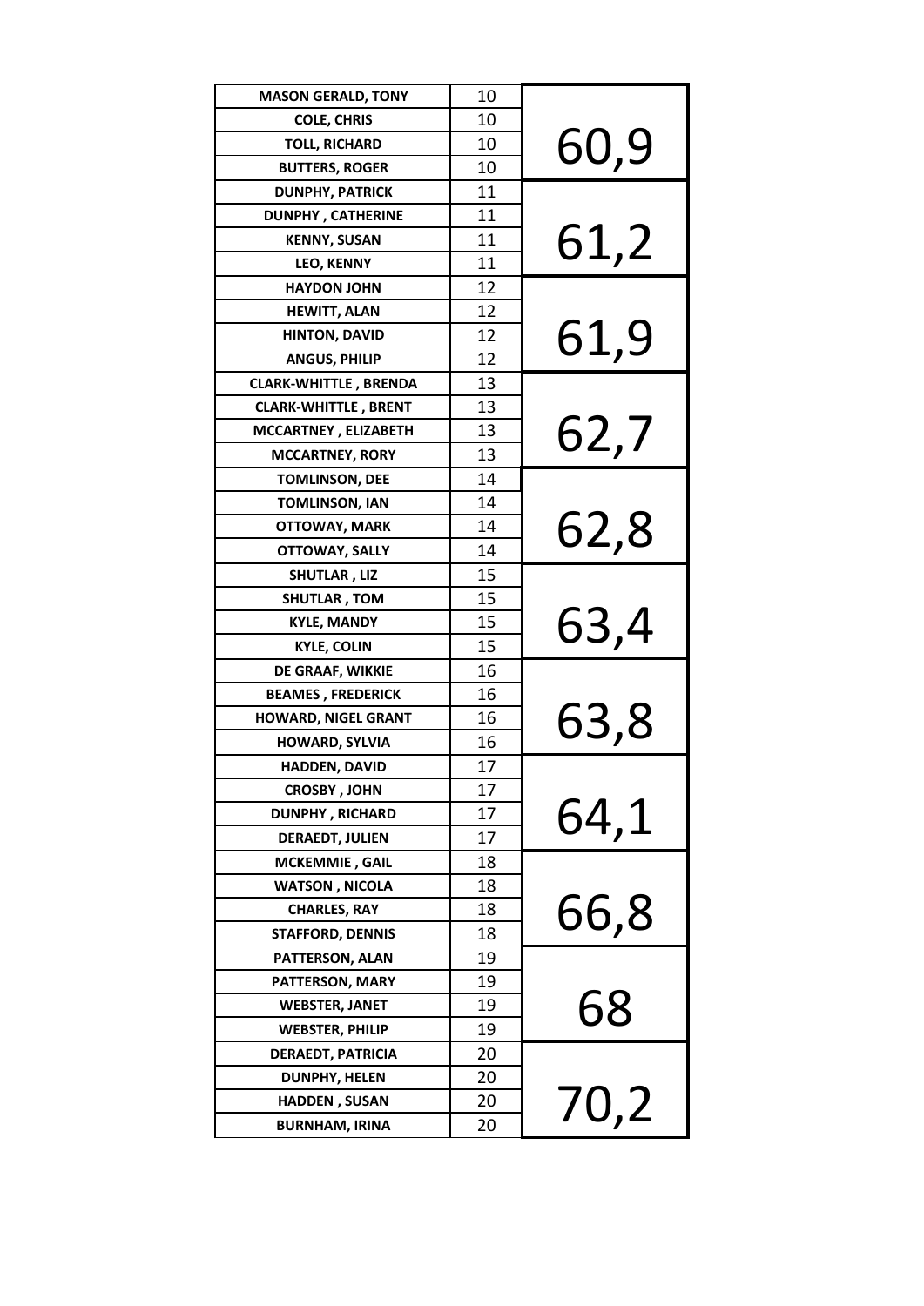| | | |
|---|---|---|
| MASON GERALD, TONY | 10 | 60,9 |
| COLE, CHRIS | 10 | |
| TOLL, RICHARD | 10 | |
| BUTTERS, ROGER | 10 | |
| DUNPHY, PATRICK | 11 | 61,2 |
| DUNPHY , CATHERINE | 11 | |
| KENNY, SUSAN | 11 | |
| LEO, KENNY | 11 | |
| HAYDON JOHN | 12 | 61,9 |
| HEWITT, ALAN | 12 | |
| HINTON, DAVID | 12 | |
| ANGUS, PHILIP | 12 | |
| CLARK-WHITTLE , BRENDA | 13 | 62,7 |
| CLARK-WHITTLE , BRENT | 13 | |
| MCCARTNEY , ELIZABETH | 13 | |
| MCCARTNEY, RORY | 13 | |
| TOMLINSON, DEE | 14 | 62,8 |
| TOMLINSON, IAN | 14 | |
| OTTOWAY, MARK | 14 | |
| OTTOWAY, SALLY | 14 | |
| SHUTLAR , LIZ | 15 | 63,4 |
| SHUTLAR , TOM | 15 | |
| KYLE, MANDY | 15 | |
| KYLE, COLIN | 15 | |
| DE GRAAF, WIKKIE | 16 | 63,8 |
| BEAMES , FREDERICK | 16 | |
| HOWARD, NIGEL GRANT | 16 | |
| HOWARD, SYLVIA | 16 | |
| HADDEN, DAVID | 17 | 64,1 |
| CROSBY , JOHN | 17 | |
| DUNPHY , RICHARD | 17 | |
| DERAEDT, JULIEN | 17 | |
| MCKEMMIE , GAIL | 18 | 66,8 |
| WATSON , NICOLA | 18 | |
| CHARLES, RAY | 18 | |
| STAFFORD, DENNIS | 18 | |
| PATTERSON, ALAN | 19 | 68 |
| PATTERSON, MARY | 19 | |
| WEBSTER, JANET | 19 | |
| WEBSTER, PHILIP | 19 | |
| DERAEDT, PATRICIA | 20 | 70,2 |
| DUNPHY, HELEN | 20 | |
| HADDEN , SUSAN | 20 | |
| BURNHAM, IRINA | 20 | |